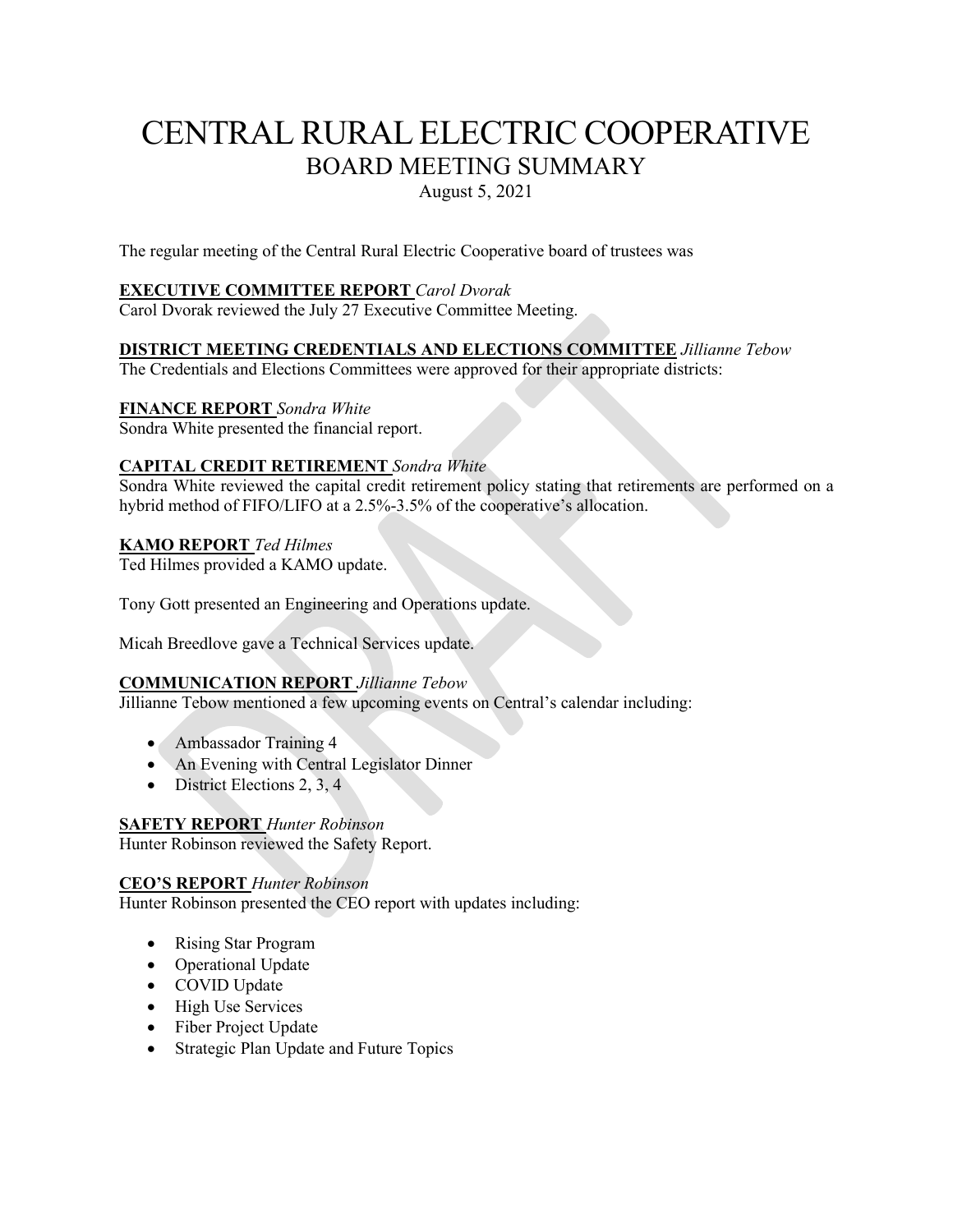# CENTRAL RURAL ELECTRIC COOPERATIVE
## BOARD MEETING SUMMARY

August 5, 2021

The regular meeting of the Central Rural Electric Cooperative board of trustees was

**EXECUTIVE COMMITTEE REPORT** *Carol Dvorak*
Carol Dvorak reviewed the July 27 Executive Committee Meeting.

**DISTRICT MEETING CREDENTIALS AND ELECTIONS COMMITTEE** *Jillianne Tebow*
The Credentials and Elections Committees were approved for their appropriate districts:

**FINANCE REPORT** *Sondra White*
Sondra White presented the financial report.

**CAPITAL CREDIT RETIREMENT** *Sondra White*
Sondra White reviewed the capital credit retirement policy stating that retirements are performed on a hybrid method of FIFO/LIFO at a 2.5%-3.5% of the cooperative's allocation.

**KAMO REPORT** *Ted Hilmes*
Ted Hilmes provided a KAMO update.

Tony Gott presented an Engineering and Operations update.

Micah Breedlove gave a Technical Services update.

**COMMUNICATION REPORT** *Jillianne Tebow*
Jillianne Tebow mentioned a few upcoming events on Central's calendar including:

- Ambassador Training 4
- An Evening with Central Legislator Dinner
- District Elections 2, 3, 4

**SAFETY REPORT** *Hunter Robinson*
Hunter Robinson reviewed the Safety Report.

**CEO'S REPORT** *Hunter Robinson*
Hunter Robinson presented the CEO report with updates including:

- Rising Star Program
- Operational Update
- COVID Update
- High Use Services
- Fiber Project Update
- Strategic Plan Update and Future Topics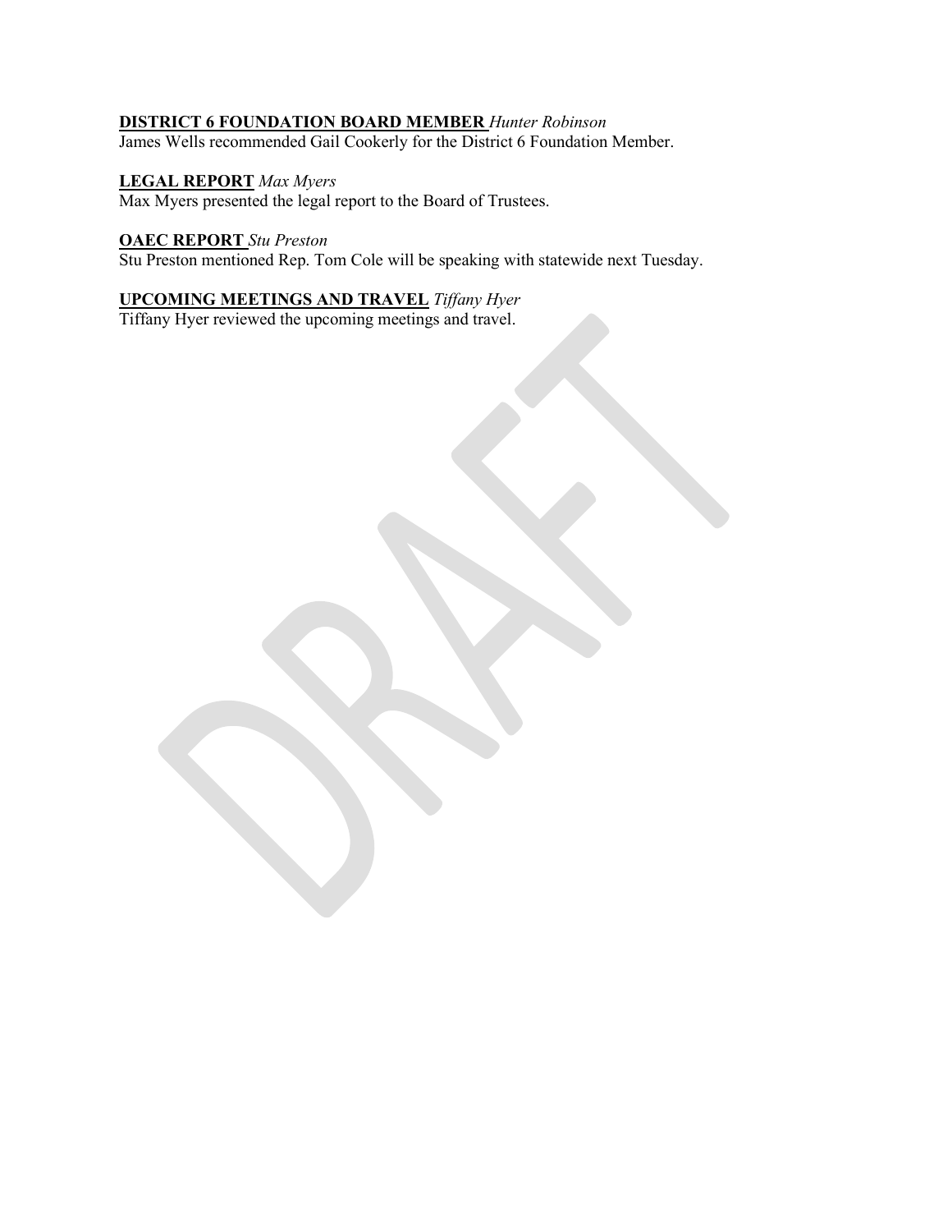**DISTRICT 6 FOUNDATION BOARD MEMBER** *Hunter Robinson*

James Wells recommended Gail Cookerly for the District 6 Foundation Member.

**LEGAL REPORT** *Max Myers*

Max Myers presented the legal report to the Board of Trustees.

**OAEC REPORT** *Stu Preston*

Stu Preston mentioned Rep. Tom Cole will be speaking with statewide next Tuesday.

**UPCOMING MEETINGS AND TRAVEL** *Tiffany Hyer*

Tiffany Hyer reviewed the upcoming meetings and travel.